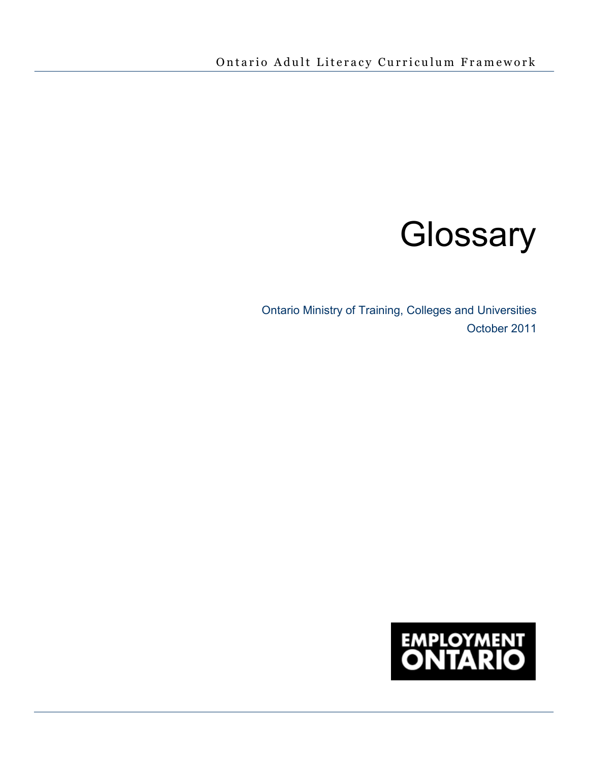Ontario Adult Literacy Curriculum Framework

# Glossary

Ontario Ministry of Training, Colleges and Universities

October 2011

EMPLOYMENT ONTARIO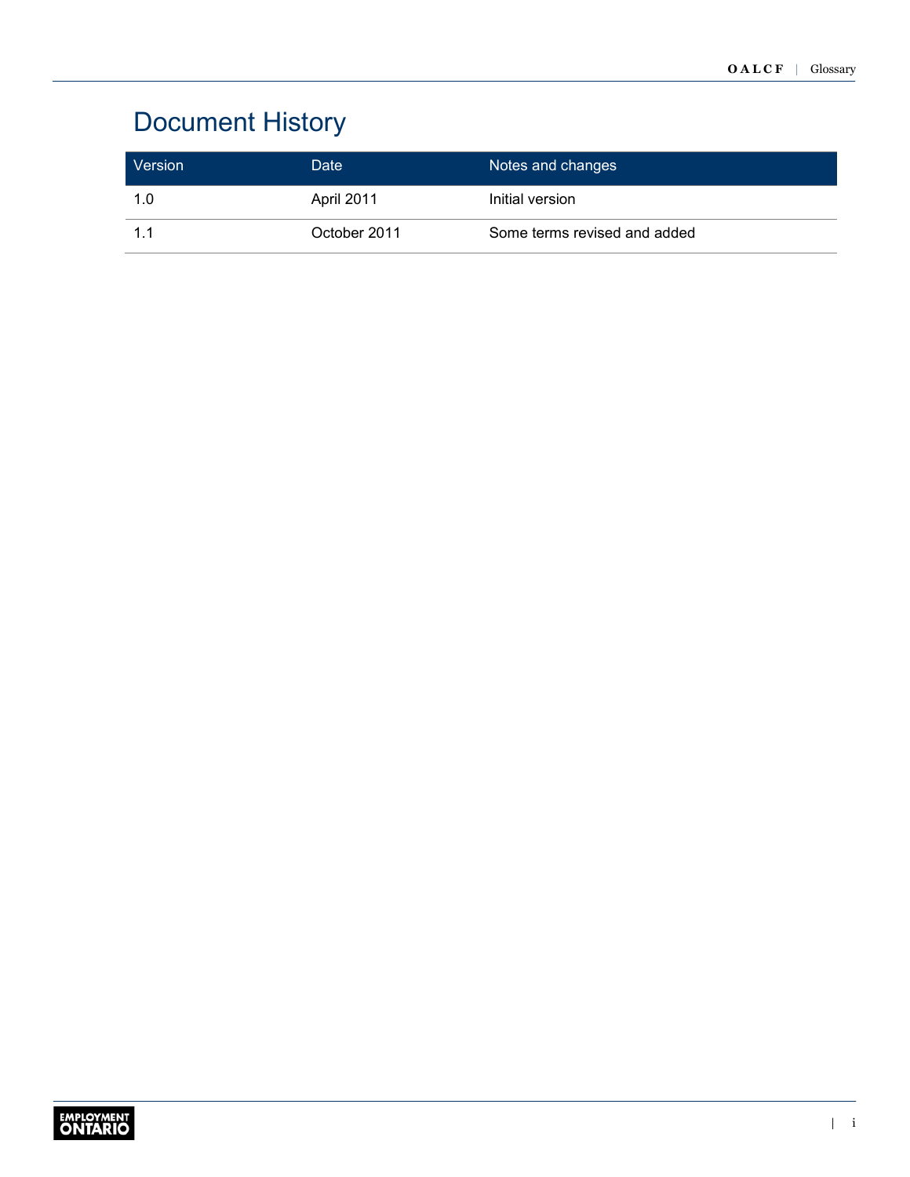# Document History

| Version | Date | Notes and changes |
| --- | --- | --- |
| 1.0 | April 2011 | Initial version |
| 1.1 | October 2011 | Some terms revised and added |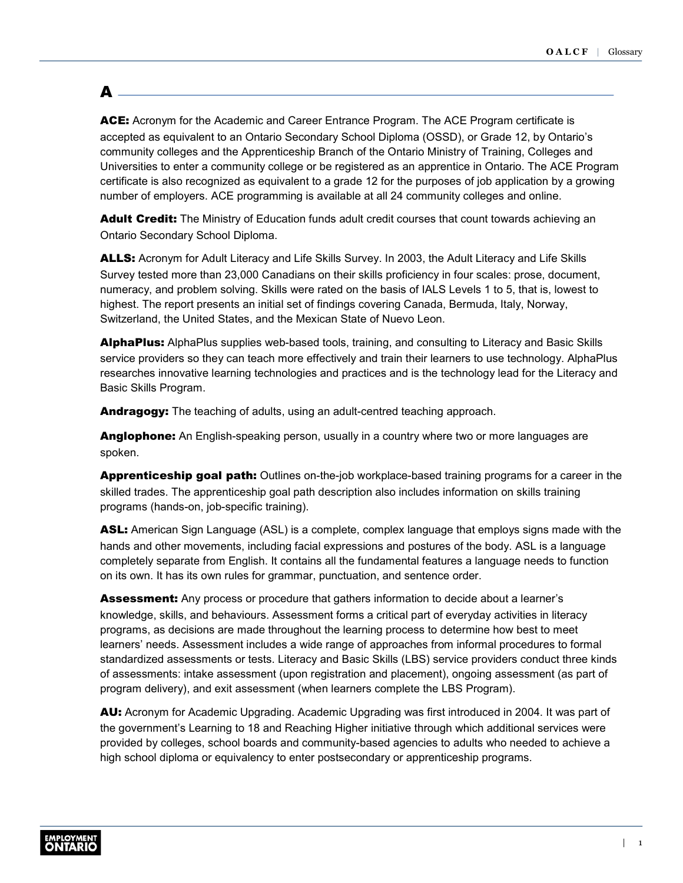# A

**ACE:** Acronym for the Academic and Career Entrance Program. The ACE Program certificate is accepted as equivalent to an Ontario Secondary School Diploma (OSSD), or Grade 12, by Ontario's community colleges and the Apprenticeship Branch of the Ontario Ministry of Training, Colleges and Universities to enter a community college or be registered as an apprentice in Ontario. The ACE Program certificate is also recognized as equivalent to a grade 12 for the purposes of job application by a growing number of employers. ACE programming is available at all 24 community colleges and online.

**Adult Credit:** The Ministry of Education funds adult credit courses that count towards achieving an Ontario Secondary School Diploma.

**ALLS:** Acronym for Adult Literacy and Life Skills Survey. In 2003, the Adult Literacy and Life Skills Survey tested more than 23,000 Canadians on their skills proficiency in four scales: prose, document, numeracy, and problem solving. Skills were rated on the basis of IALS Levels 1 to 5, that is, lowest to highest. The report presents an initial set of findings covering Canada, Bermuda, Italy, Norway, Switzerland, the United States, and the Mexican State of Nuevo Leon.

**AlphaPlus:** AlphaPlus supplies web-based tools, training, and consulting to Literacy and Basic Skills service providers so they can teach more effectively and train their learners to use technology. AlphaPlus researches innovative learning technologies and practices and is the technology lead for the Literacy and Basic Skills Program.

**Andragogy:** The teaching of adults, using an adult-centred teaching approach.

**Anglophone:** An English-speaking person, usually in a country where two or more languages are spoken.

**Apprenticeship goal path:** Outlines on-the-job workplace-based training programs for a career in the skilled trades. The apprenticeship goal path description also includes information on skills training programs (hands-on, job-specific training).

**ASL:** American Sign Language (ASL) is a complete, complex language that employs signs made with the hands and other movements, including facial expressions and postures of the body. ASL is a language completely separate from English. It contains all the fundamental features a language needs to function on its own. It has its own rules for grammar, punctuation, and sentence order.

**Assessment:** Any process or procedure that gathers information to decide about a learner's knowledge, skills, and behaviours. Assessment forms a critical part of everyday activities in literacy programs, as decisions are made throughout the learning process to determine how best to meet learners' needs. Assessment includes a wide range of approaches from informal procedures to formal standardized assessments or tests. Literacy and Basic Skills (LBS) service providers conduct three kinds of assessments: intake assessment (upon registration and placement), ongoing assessment (as part of program delivery), and exit assessment (when learners complete the LBS Program).

**AU:** Acronym for Academic Upgrading. Academic Upgrading was first introduced in 2004. It was part of the government's Learning to 18 and Reaching Higher initiative through which additional services were provided by colleges, school boards and community-based agencies to adults who needed to achieve a high school diploma or equivalency to enter postsecondary or apprenticeship programs.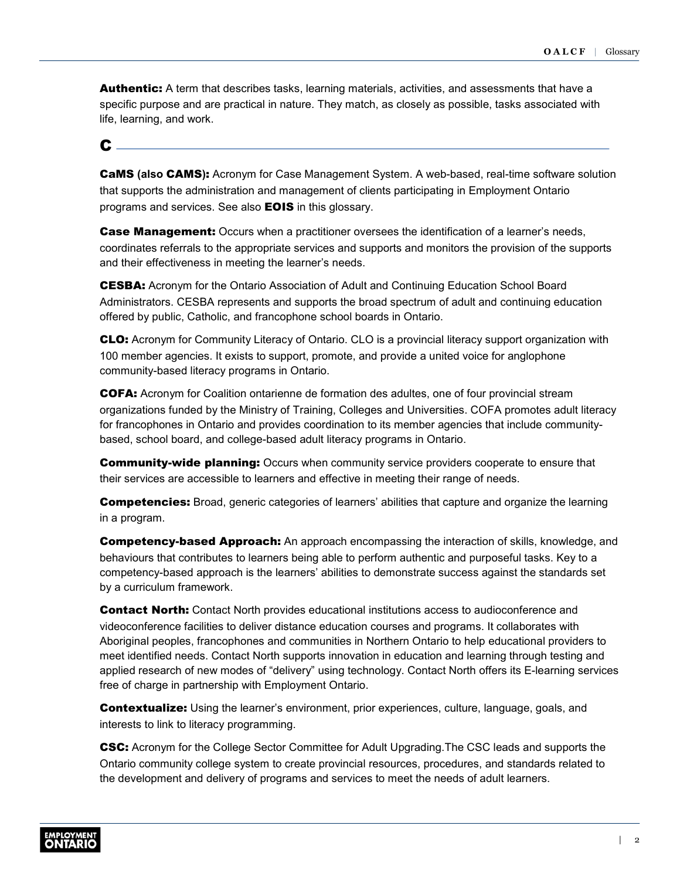**Authentic:** A term that describes tasks, learning materials, activities, and assessments that have a specific purpose and are practical in nature. They match, as closely as possible, tasks associated with life, learning, and work.

## C

**CaMS (also CAMS):** Acronym for Case Management System. A web-based, real-time software solution that supports the administration and management of clients participating in Employment Ontario programs and services. See also **EOIS** in this glossary.

**Case Management:** Occurs when a practitioner oversees the identification of a learner's needs, coordinates referrals to the appropriate services and supports and monitors the provision of the supports and their effectiveness in meeting the learner's needs.

**CESBA:** Acronym for the Ontario Association of Adult and Continuing Education School Board Administrators. CESBA represents and supports the broad spectrum of adult and continuing education offered by public, Catholic, and francophone school boards in Ontario.

**CLO:** Acronym for Community Literacy of Ontario. CLO is a provincial literacy support organization with 100 member agencies. It exists to support, promote, and provide a united voice for anglophone community-based literacy programs in Ontario.

**COFA:** Acronym for Coalition ontarienne de formation des adultes, one of four provincial stream organizations funded by the Ministry of Training, Colleges and Universities. COFA promotes adult literacy for francophones in Ontario and provides coordination to its member agencies that include community-based, school board, and college-based adult literacy programs in Ontario.

**Community-wide planning:** Occurs when community service providers cooperate to ensure that their services are accessible to learners and effective in meeting their range of needs.

**Competencies:** Broad, generic categories of learners' abilities that capture and organize the learning in a program.

**Competency-based Approach:** An approach encompassing the interaction of skills, knowledge, and behaviours that contributes to learners being able to perform authentic and purposeful tasks. Key to a competency-based approach is the learners' abilities to demonstrate success against the standards set by a curriculum framework.

**Contact North:** Contact North provides educational institutions access to audioconference and videoconference facilities to deliver distance education courses and programs. It collaborates with Aboriginal peoples, francophones and communities in Northern Ontario to help educational providers to meet identified needs. Contact North supports innovation in education and learning through testing and applied research of new modes of "delivery" using technology. Contact North offers its E-learning services free of charge in partnership with Employment Ontario.

**Contextualize:** Using the learner's environment, prior experiences, culture, language, goals, and interests to link to literacy programming.

**CSC:** Acronym for the College Sector Committee for Adult Upgrading.The CSC leads and supports the Ontario community college system to create provincial resources, procedures, and standards related to the development and delivery of programs and services to meet the needs of adult learners.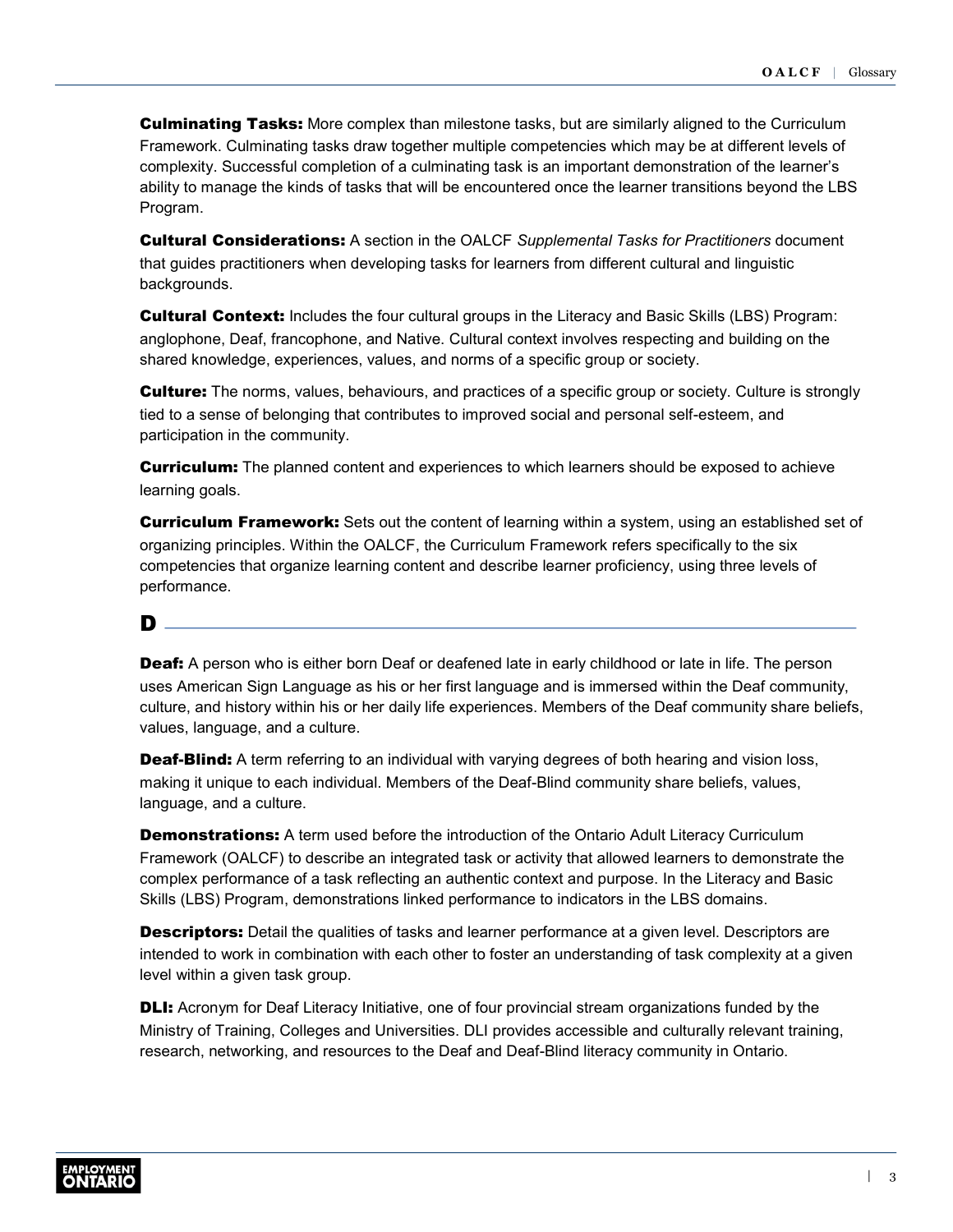**Culminating Tasks:** More complex than milestone tasks, but are similarly aligned to the Curriculum Framework. Culminating tasks draw together multiple competencies which may be at different levels of complexity. Successful completion of a culminating task is an important demonstration of the learner's ability to manage the kinds of tasks that will be encountered once the learner transitions beyond the LBS Program.

**Cultural Considerations:** A section in the OALCF *Supplemental Tasks for Practitioners* document that guides practitioners when developing tasks for learners from different cultural and linguistic backgrounds.

**Cultural Context:** Includes the four cultural groups in the Literacy and Basic Skills (LBS) Program: anglophone, Deaf, francophone, and Native. Cultural context involves respecting and building on the shared knowledge, experiences, values, and norms of a specific group or society.

**Culture:** The norms, values, behaviours, and practices of a specific group or society. Culture is strongly tied to a sense of belonging that contributes to improved social and personal self-esteem, and participation in the community.

**Curriculum:** The planned content and experiences to which learners should be exposed to achieve learning goals.

**Curriculum Framework:** Sets out the content of learning within a system, using an established set of organizing principles. Within the OALCF, the Curriculum Framework refers specifically to the six competencies that organize learning content and describe learner proficiency, using three levels of performance.

## D

**Deaf:** A person who is either born Deaf or deafened late in early childhood or late in life. The person uses American Sign Language as his or her first language and is immersed within the Deaf community, culture, and history within his or her daily life experiences. Members of the Deaf community share beliefs, values, language, and a culture.

**Deaf-Blind:** A term referring to an individual with varying degrees of both hearing and vision loss, making it unique to each individual. Members of the Deaf-Blind community share beliefs, values, language, and a culture.

**Demonstrations:** A term used before the introduction of the Ontario Adult Literacy Curriculum Framework (OALCF) to describe an integrated task or activity that allowed learners to demonstrate the complex performance of a task reflecting an authentic context and purpose. In the Literacy and Basic Skills (LBS) Program, demonstrations linked performance to indicators in the LBS domains.

**Descriptors:** Detail the qualities of tasks and learner performance at a given level. Descriptors are intended to work in combination with each other to foster an understanding of task complexity at a given level within a given task group.

**DLI:** Acronym for Deaf Literacy Initiative, one of four provincial stream organizations funded by the Ministry of Training, Colleges and Universities. DLI provides accessible and culturally relevant training, research, networking, and resources to the Deaf and Deaf-Blind literacy community in Ontario.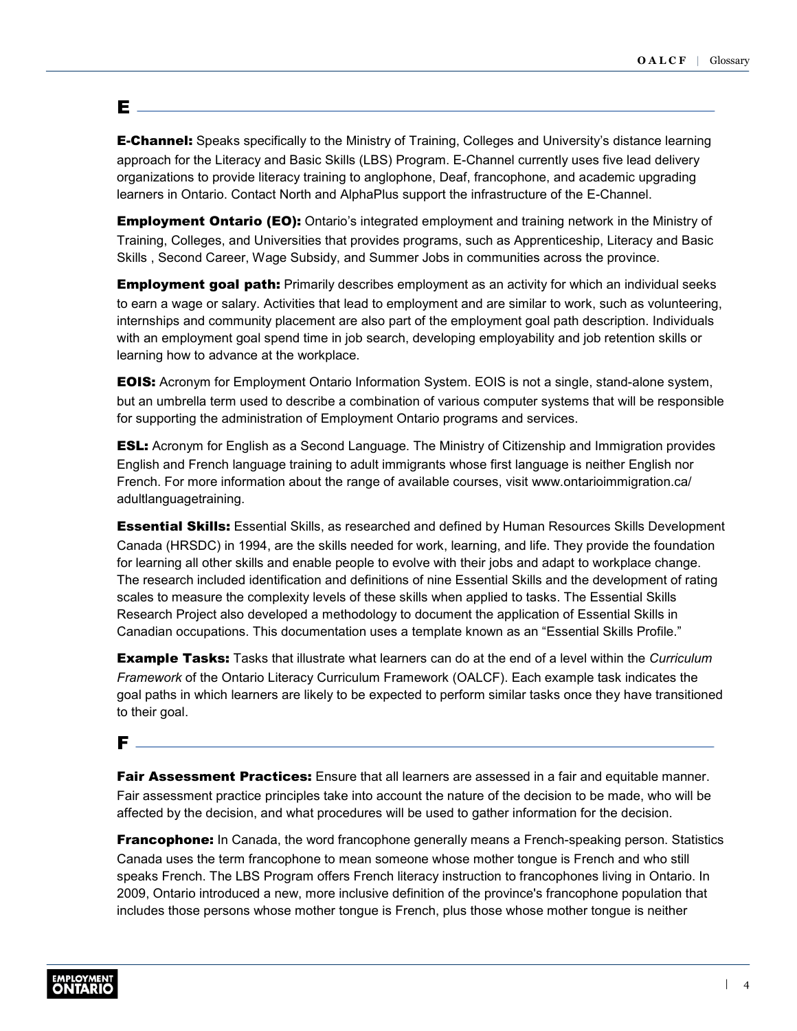## E

**E-Channel:** Speaks specifically to the Ministry of Training, Colleges and University's distance learning approach for the Literacy and Basic Skills (LBS) Program. E-Channel currently uses five lead delivery organizations to provide literacy training to anglophone, Deaf, francophone, and academic upgrading learners in Ontario. Contact North and AlphaPlus support the infrastructure of the E-Channel.

**Employment Ontario (EO):** Ontario's integrated employment and training network in the Ministry of Training, Colleges, and Universities that provides programs, such as Apprenticeship, Literacy and Basic Skills , Second Career, Wage Subsidy, and Summer Jobs in communities across the province.

**Employment goal path:** Primarily describes employment as an activity for which an individual seeks to earn a wage or salary. Activities that lead to employment and are similar to work, such as volunteering, internships and community placement are also part of the employment goal path description. Individuals with an employment goal spend time in job search, developing employability and job retention skills or learning how to advance at the workplace.

**EOIS:** Acronym for Employment Ontario Information System. EOIS is not a single, stand-alone system, but an umbrella term used to describe a combination of various computer systems that will be responsible for supporting the administration of Employment Ontario programs and services.

**ESL:** Acronym for English as a Second Language. The Ministry of Citizenship and Immigration provides English and French language training to adult immigrants whose first language is neither English nor French. For more information about the range of available courses, visit www.ontarioimmigration.ca/adultlanguagetraining.

**Essential Skills:** Essential Skills, as researched and defined by Human Resources Skills Development Canada (HRSDC) in 1994, are the skills needed for work, learning, and life. They provide the foundation for learning all other skills and enable people to evolve with their jobs and adapt to workplace change. The research included identification and definitions of nine Essential Skills and the development of rating scales to measure the complexity levels of these skills when applied to tasks. The Essential Skills Research Project also developed a methodology to document the application of Essential Skills in Canadian occupations. This documentation uses a template known as an "Essential Skills Profile."

**Example Tasks:** Tasks that illustrate what learners can do at the end of a level within the *Curriculum Framework* of the Ontario Literacy Curriculum Framework (OALCF). Each example task indicates the goal paths in which learners are likely to be expected to perform similar tasks once they have transitioned to their goal.

## F

**Fair Assessment Practices:** Ensure that all learners are assessed in a fair and equitable manner. Fair assessment practice principles take into account the nature of the decision to be made, who will be affected by the decision, and what procedures will be used to gather information for the decision.

**Francophone:** In Canada, the word francophone generally means a French-speaking person. Statistics Canada uses the term francophone to mean someone whose mother tongue is French and who still speaks French. The LBS Program offers French literacy instruction to francophones living in Ontario. In 2009, Ontario introduced a new, more inclusive definition of the province's francophone population that includes those persons whose mother tongue is French, plus those whose mother tongue is neither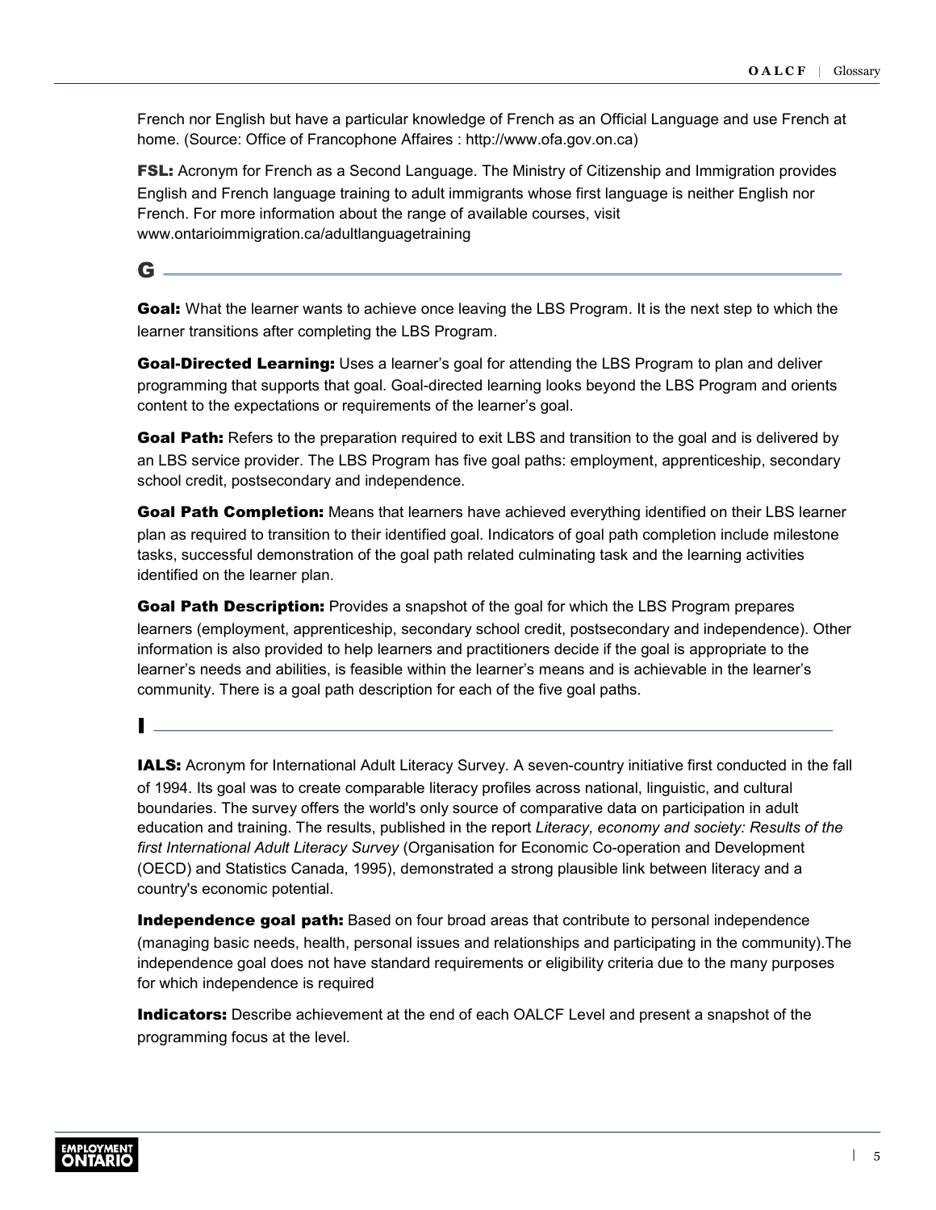French nor English but have a particular knowledge of French as an Official Language and use French at home. (Source: Office of Francophone Affaires : http://www.ofa.gov.on.ca)

**FSL:** Acronym for French as a Second Language. The Ministry of Citizenship and Immigration provides English and French language training to adult immigrants whose first language is neither English nor French. For more information about the range of available courses, visit www.ontarioimmigration.ca/adultlanguagetraining

## G

**Goal:** What the learner wants to achieve once leaving the LBS Program. It is the next step to which the learner transitions after completing the LBS Program.

**Goal-Directed Learning:** Uses a learner's goal for attending the LBS Program to plan and deliver programming that supports that goal. Goal-directed learning looks beyond the LBS Program and orients content to the expectations or requirements of the learner's goal.

**Goal Path:** Refers to the preparation required to exit LBS and transition to the goal and is delivered by an LBS service provider. The LBS Program has five goal paths: employment, apprenticeship, secondary school credit, postsecondary and independence.

**Goal Path Completion:** Means that learners have achieved everything identified on their LBS learner plan as required to transition to their identified goal. Indicators of goal path completion include milestone tasks, successful demonstration of the goal path related culminating task and the learning activities identified on the learner plan.

**Goal Path Description:** Provides a snapshot of the goal for which the LBS Program prepares learners (employment, apprenticeship, secondary school credit, postsecondary and independence). Other information is also provided to help learners and practitioners decide if the goal is appropriate to the learner's needs and abilities, is feasible within the learner's means and is achievable in the learner's community. There is a goal path description for each of the five goal paths.

## I

**IALS:** Acronym for International Adult Literacy Survey. A seven-country initiative first conducted in the fall of 1994. Its goal was to create comparable literacy profiles across national, linguistic, and cultural boundaries. The survey offers the world's only source of comparative data on participation in adult education and training. The results, published in the report *Literacy, economy and society: Results of the first International Adult Literacy Survey* (Organisation for Economic Co-operation and Development (OECD) and Statistics Canada, 1995), demonstrated a strong plausible link between literacy and a country's economic potential.

**Independence goal path:** Based on four broad areas that contribute to personal independence (managing basic needs, health, personal issues and relationships and participating in the community).The independence goal does not have standard requirements or eligibility criteria due to the many purposes for which independence is required

**Indicators:** Describe achievement at the end of each OALCF Level and present a snapshot of the programming focus at the level.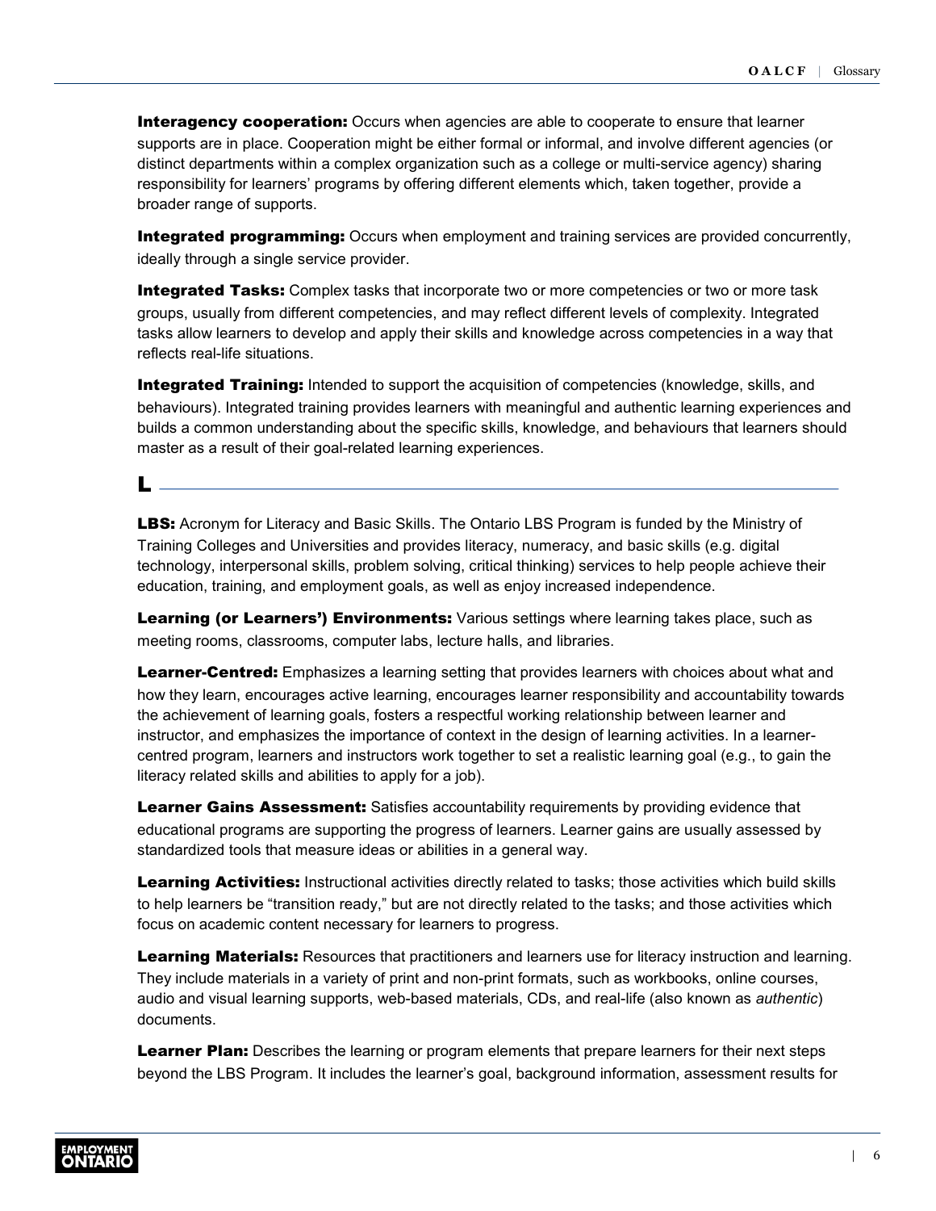**Interagency cooperation:** Occurs when agencies are able to cooperate to ensure that learner supports are in place. Cooperation might be either formal or informal, and involve different agencies (or distinct departments within a complex organization such as a college or multi-service agency) sharing responsibility for learners' programs by offering different elements which, taken together, provide a broader range of supports.

**Integrated programming:** Occurs when employment and training services are provided concurrently, ideally through a single service provider.

**Integrated Tasks:** Complex tasks that incorporate two or more competencies or two or more task groups, usually from different competencies, and may reflect different levels of complexity. Integrated tasks allow learners to develop and apply their skills and knowledge across competencies in a way that reflects real-life situations.

**Integrated Training:** Intended to support the acquisition of competencies (knowledge, skills, and behaviours). Integrated training provides learners with meaningful and authentic learning experiences and builds a common understanding about the specific skills, knowledge, and behaviours that learners should master as a result of their goal-related learning experiences.

## L

**LBS:** Acronym for Literacy and Basic Skills. The Ontario LBS Program is funded by the Ministry of Training Colleges and Universities and provides literacy, numeracy, and basic skills (e.g. digital technology, interpersonal skills, problem solving, critical thinking) services to help people achieve their education, training, and employment goals, as well as enjoy increased independence.

**Learning (or Learners') Environments:** Various settings where learning takes place, such as meeting rooms, classrooms, computer labs, lecture halls, and libraries.

**Learner-Centred:** Emphasizes a learning setting that provides learners with choices about what and how they learn, encourages active learning, encourages learner responsibility and accountability towards the achievement of learning goals, fosters a respectful working relationship between learner and instructor, and emphasizes the importance of context in the design of learning activities. In a learner-centred program, learners and instructors work together to set a realistic learning goal (e.g., to gain the literacy related skills and abilities to apply for a job).

**Learner Gains Assessment:** Satisfies accountability requirements by providing evidence that educational programs are supporting the progress of learners. Learner gains are usually assessed by standardized tools that measure ideas or abilities in a general way.

**Learning Activities:** Instructional activities directly related to tasks; those activities which build skills to help learners be "transition ready," but are not directly related to the tasks; and those activities which focus on academic content necessary for learners to progress.

**Learning Materials:** Resources that practitioners and learners use for literacy instruction and learning. They include materials in a variety of print and non-print formats, such as workbooks, online courses, audio and visual learning supports, web-based materials, CDs, and real-life (also known as *authentic*) documents.

**Learner Plan:** Describes the learning or program elements that prepare learners for their next steps beyond the LBS Program. It includes the learner's goal, background information, assessment results for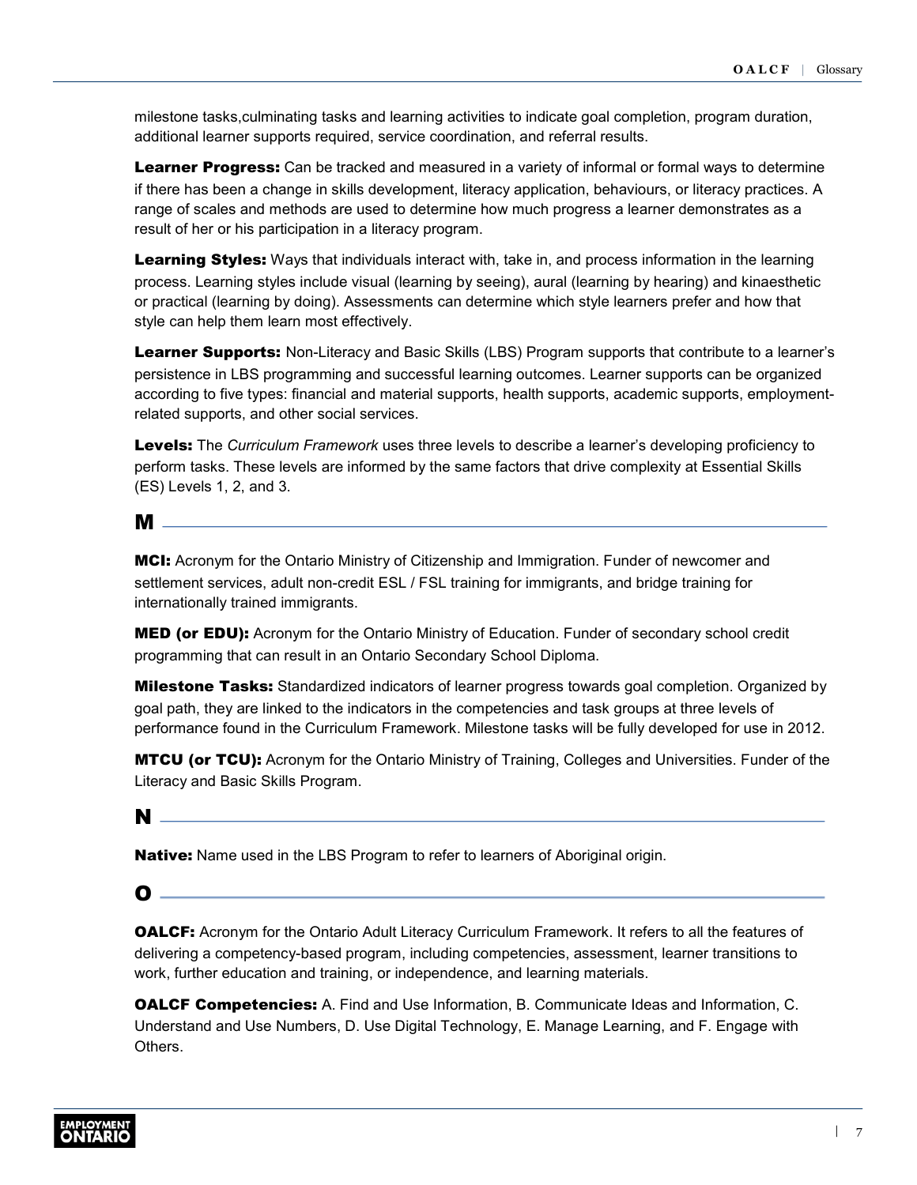milestone tasks,culminating tasks and learning activities to indicate goal completion, program duration, additional learner supports required, service coordination, and referral results.

**Learner Progress:** Can be tracked and measured in a variety of informal or formal ways to determine if there has been a change in skills development, literacy application, behaviours, or literacy practices. A range of scales and methods are used to determine how much progress a learner demonstrates as a result of her or his participation in a literacy program.

**Learning Styles:** Ways that individuals interact with, take in, and process information in the learning process. Learning styles include visual (learning by seeing), aural (learning by hearing) and kinaesthetic or practical (learning by doing). Assessments can determine which style learners prefer and how that style can help them learn most effectively.

**Learner Supports:** Non-Literacy and Basic Skills (LBS) Program supports that contribute to a learner's persistence in LBS programming and successful learning outcomes. Learner supports can be organized according to five types: financial and material supports, health supports, academic supports, employment-related supports, and other social services.

**Levels:** The *Curriculum Framework* uses three levels to describe a learner's developing proficiency to perform tasks. These levels are informed by the same factors that drive complexity at Essential Skills (ES) Levels 1, 2, and 3.

## M

**MCI:** Acronym for the Ontario Ministry of Citizenship and Immigration. Funder of newcomer and settlement services, adult non-credit ESL / FSL training for immigrants, and bridge training for internationally trained immigrants.

**MED (or EDU):** Acronym for the Ontario Ministry of Education. Funder of secondary school credit programming that can result in an Ontario Secondary School Diploma.

**Milestone Tasks:** Standardized indicators of learner progress towards goal completion. Organized by goal path, they are linked to the indicators in the competencies and task groups at three levels of performance found in the Curriculum Framework. Milestone tasks will be fully developed for use in 2012.

**MTCU (or TCU):** Acronym for the Ontario Ministry of Training, Colleges and Universities. Funder of the Literacy and Basic Skills Program.

## N

**Native:** Name used in the LBS Program to refer to learners of Aboriginal origin.

## O

**OALCF:** Acronym for the Ontario Adult Literacy Curriculum Framework. It refers to all the features of delivering a competency-based program, including competencies, assessment, learner transitions to work, further education and training, or independence, and learning materials.

**OALCF Competencies:** A. Find and Use Information, B. Communicate Ideas and Information, C. Understand and Use Numbers, D. Use Digital Technology, E. Manage Learning, and F. Engage with Others.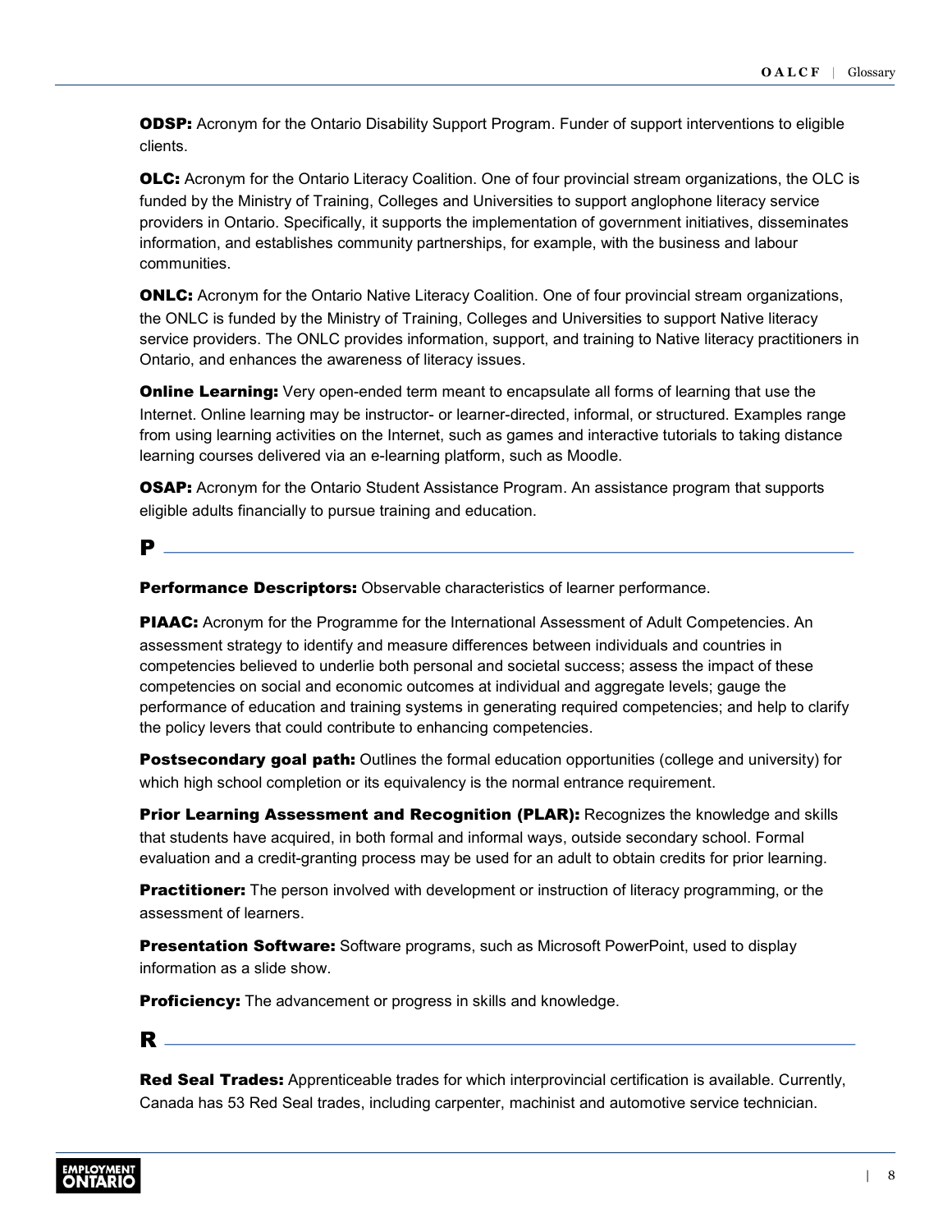**ODSP:** Acronym for the Ontario Disability Support Program. Funder of support interventions to eligible clients.

**OLC:** Acronym for the Ontario Literacy Coalition. One of four provincial stream organizations, the OLC is funded by the Ministry of Training, Colleges and Universities to support anglophone literacy service providers in Ontario. Specifically, it supports the implementation of government initiatives, disseminates information, and establishes community partnerships, for example, with the business and labour communities.

**ONLC:** Acronym for the Ontario Native Literacy Coalition. One of four provincial stream organizations, the ONLC is funded by the Ministry of Training, Colleges and Universities to support Native literacy service providers. The ONLC provides information, support, and training to Native literacy practitioners in Ontario, and enhances the awareness of literacy issues.

**Online Learning:** Very open-ended term meant to encapsulate all forms of learning that use the Internet. Online learning may be instructor- or learner-directed, informal, or structured. Examples range from using learning activities on the Internet, such as games and interactive tutorials to taking distance learning courses delivered via an e-learning platform, such as Moodle.

**OSAP:** Acronym for the Ontario Student Assistance Program. An assistance program that supports eligible adults financially to pursue training and education.

## P

**Performance Descriptors:** Observable characteristics of learner performance.

**PIAAC:** Acronym for the Programme for the International Assessment of Adult Competencies. An assessment strategy to identify and measure differences between individuals and countries in competencies believed to underlie both personal and societal success; assess the impact of these competencies on social and economic outcomes at individual and aggregate levels; gauge the performance of education and training systems in generating required competencies; and help to clarify the policy levers that could contribute to enhancing competencies.

**Postsecondary goal path:** Outlines the formal education opportunities (college and university) for which high school completion or its equivalency is the normal entrance requirement.

**Prior Learning Assessment and Recognition (PLAR):** Recognizes the knowledge and skills that students have acquired, in both formal and informal ways, outside secondary school. Formal evaluation and a credit-granting process may be used for an adult to obtain credits for prior learning.

**Practitioner:** The person involved with development or instruction of literacy programming, or the assessment of learners.

**Presentation Software:** Software programs, such as Microsoft PowerPoint, used to display information as a slide show.

**Proficiency:** The advancement or progress in skills and knowledge.

## R

**Red Seal Trades:** Apprenticeable trades for which interprovincial certification is available. Currently, Canada has 53 Red Seal trades, including carpenter, machinist and automotive service technician.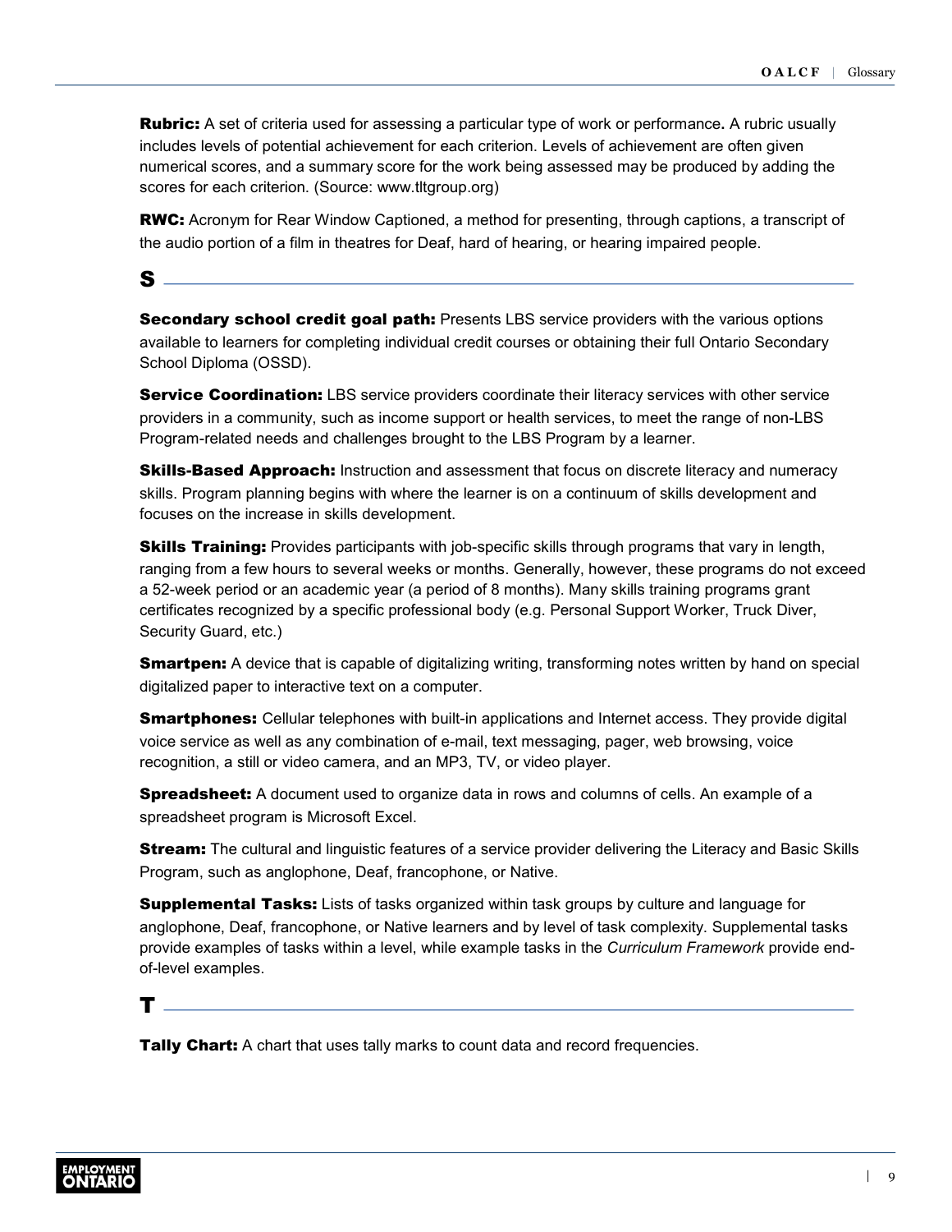**Rubric:** A set of criteria used for assessing a particular type of work or performance**.** A rubric usually includes levels of potential achievement for each criterion. Levels of achievement are often given numerical scores, and a summary score for the work being assessed may be produced by adding the scores for each criterion. (Source: www.tltgroup.org)

**RWC:** Acronym for Rear Window Captioned, a method for presenting, through captions, a transcript of the audio portion of a film in theatres for Deaf, hard of hearing, or hearing impaired people.

## S

**Secondary school credit goal path:** Presents LBS service providers with the various options available to learners for completing individual credit courses or obtaining their full Ontario Secondary School Diploma (OSSD).

**Service Coordination:** LBS service providers coordinate their literacy services with other service providers in a community, such as income support or health services, to meet the range of non-LBS Program-related needs and challenges brought to the LBS Program by a learner.

**Skills-Based Approach:** Instruction and assessment that focus on discrete literacy and numeracy skills. Program planning begins with where the learner is on a continuum of skills development and focuses on the increase in skills development.

**Skills Training:** Provides participants with job-specific skills through programs that vary in length, ranging from a few hours to several weeks or months. Generally, however, these programs do not exceed a 52-week period or an academic year (a period of 8 months). Many skills training programs grant certificates recognized by a specific professional body (e.g. Personal Support Worker, Truck Diver, Security Guard, etc.)

**Smartpen:** A device that is capable of digitalizing writing, transforming notes written by hand on special digitalized paper to interactive text on a computer.

**Smartphones:** Cellular telephones with built-in applications and Internet access. They provide digital voice service as well as any combination of e-mail, text messaging, pager, web browsing, voice recognition, a still or video camera, and an MP3, TV, or video player.

**Spreadsheet:** A document used to organize data in rows and columns of cells. An example of a spreadsheet program is Microsoft Excel.

**Stream:** The cultural and linguistic features of a service provider delivering the Literacy and Basic Skills Program, such as anglophone, Deaf, francophone, or Native.

**Supplemental Tasks:** Lists of tasks organized within task groups by culture and language for anglophone, Deaf, francophone, or Native learners and by level of task complexity. Supplemental tasks provide examples of tasks within a level, while example tasks in the *Curriculum Framework* provide end-of-level examples.

## T

**Tally Chart:** A chart that uses tally marks to count data and record frequencies.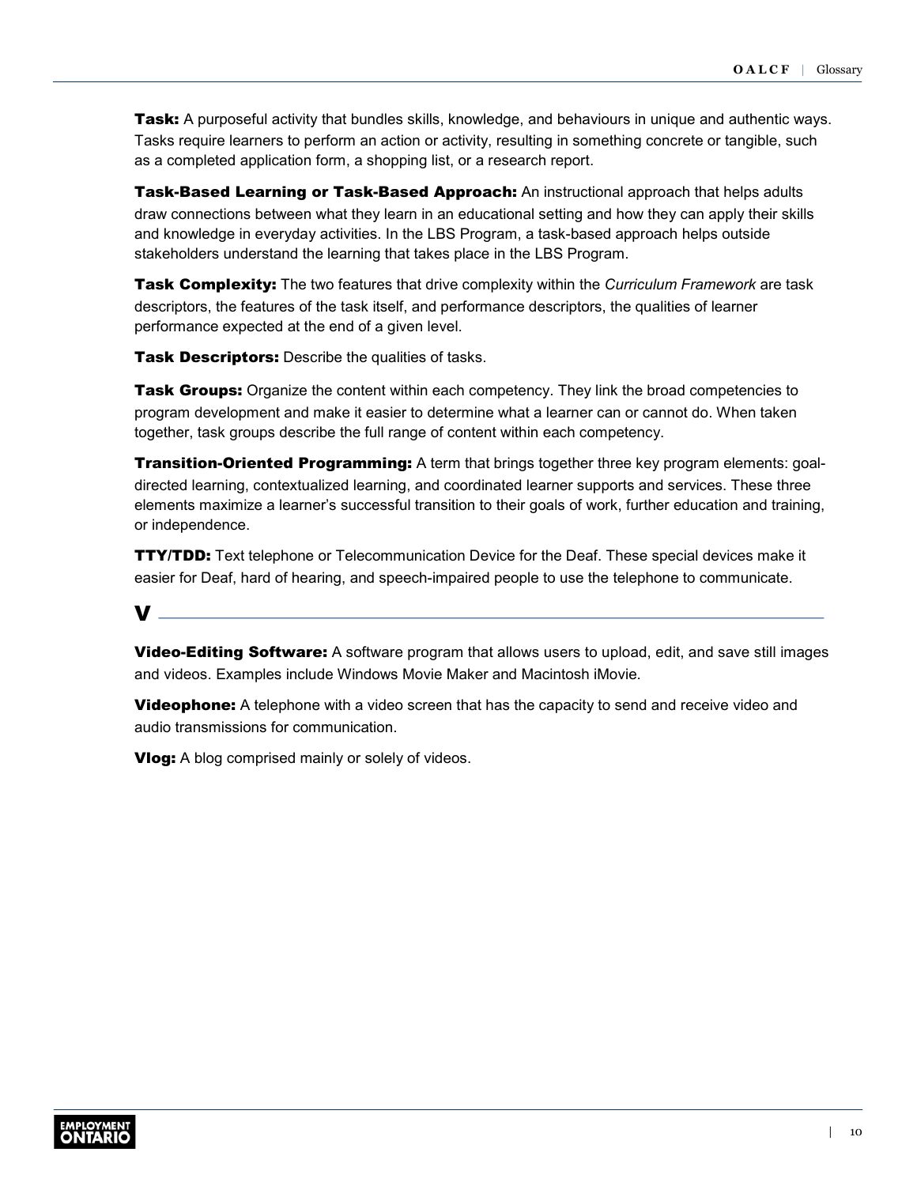**Task:** A purposeful activity that bundles skills, knowledge, and behaviours in unique and authentic ways. Tasks require learners to perform an action or activity, resulting in something concrete or tangible, such as a completed application form, a shopping list, or a research report.

**Task-Based Learning or Task-Based Approach:** An instructional approach that helps adults draw connections between what they learn in an educational setting and how they can apply their skills and knowledge in everyday activities. In the LBS Program, a task-based approach helps outside stakeholders understand the learning that takes place in the LBS Program.

**Task Complexity:** The two features that drive complexity within the *Curriculum Framework* are task descriptors, the features of the task itself, and performance descriptors, the qualities of learner performance expected at the end of a given level.

**Task Descriptors:** Describe the qualities of tasks.

**Task Groups:** Organize the content within each competency. They link the broad competencies to program development and make it easier to determine what a learner can or cannot do. When taken together, task groups describe the full range of content within each competency.

**Transition-Oriented Programming:** A term that brings together three key program elements: goal-directed learning, contextualized learning, and coordinated learner supports and services. These three elements maximize a learner's successful transition to their goals of work, further education and training, or independence.

**TTY/TDD:** Text telephone or Telecommunication Device for the Deaf. These special devices make it easier for Deaf, hard of hearing, and speech-impaired people to use the telephone to communicate.

## V

**Video-Editing Software:** A software program that allows users to upload, edit, and save still images and videos. Examples include Windows Movie Maker and Macintosh iMovie.

**Videophone:** A telephone with a video screen that has the capacity to send and receive video and audio transmissions for communication.

**Vlog:** A blog comprised mainly or solely of videos.